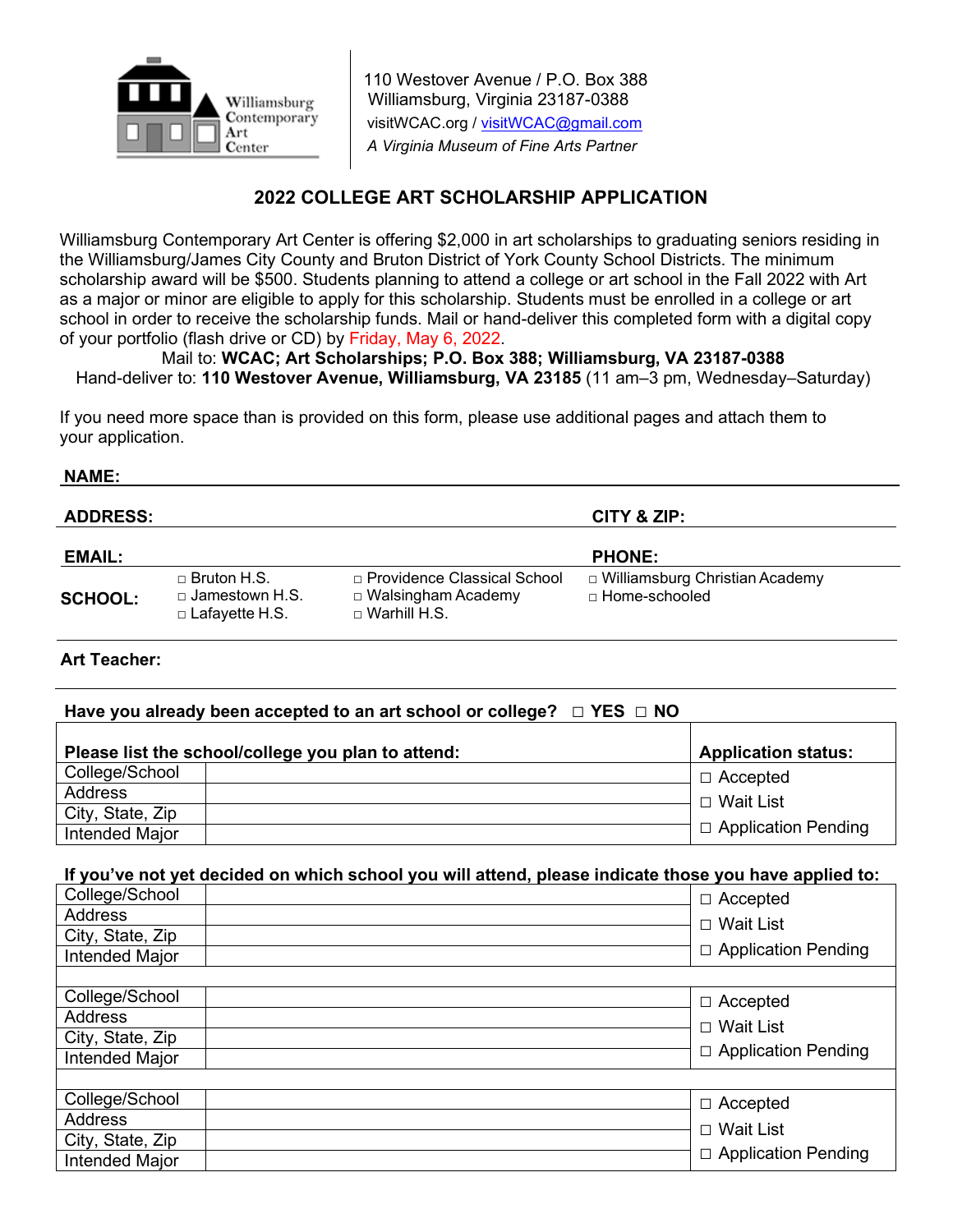Williamsburg Contemporary Art Center

110 Westover Avenue / P.O. Box 388
Williamsburg, Virginia 23187-0388
visitWCAC.org / visitWCAC@gmail.com
*A Virginia Museum of Fine Arts Partner*

## 2022 COLLEGE ART SCHOLARSHIP APPLICATION

Williamsburg Contemporary Art Center is offering $2,000 in art scholarships to graduating seniors residing in the Williamsburg/James City County and Bruton District of York County School Districts. The minimum scholarship award will be $500. Students planning to attend a college or art school in the Fall 2022 with Art as a major or minor are eligible to apply for this scholarship. Students must be enrolled in a college or art school in order to receive the scholarship funds. Mail or hand-deliver this completed form with a digital copy of your portfolio (flash drive or CD) by Friday, May 6, 2022.

Mail to: **WCAC; Art Scholarships; P.O. Box 388; Williamsburg, VA 23187-0388**
Hand-deliver to: **110 Westover Avenue, Williamsburg, VA 23185** (11 am–3 pm, Wednesday–Saturday)

If you need more space than is provided on this form, please use additional pages and attach them to your application.

**NAME:**

**ADDRESS:** **CITY & ZIP:**

**EMAIL:** **PHONE:**

**SCHOOL:**
- □ Bruton H.S.
- □ Jamestown H.S.
- □ Lafayette H.S.
- □ Providence Classical School
- □ Walsingham Academy
- □ Warhill H.S.
- □ Williamsburg Christian Academy
- □ Home-schooled

**Art Teacher:**

**Have you already been accepted to an art school or college?** □ **YES** □ **NO**

| **Please list the school/college you plan to attend:** | | **Application status:** |
|---|---|---|
| College/School | | □ Accepted |
| Address | | □ Wait List |
| City, State, Zip | | □ Application Pending |
| Intended Major | | |

**If you've not yet decided on which school you will attend, please indicate those you have applied to:**

| | | |
|---|---|---|
| College/School | | □ Accepted |
| Address | | □ Wait List |
| City, State, Zip | | □ Application Pending |
| Intended Major | | |
| | | |
| College/School | | □ Accepted |
| Address | | □ Wait List |
| City, State, Zip | | □ Application Pending |
| Intended Major | | |
| | | |
| College/School | | □ Accepted |
| Address | | □ Wait List |
| City, State, Zip | | □ Application Pending |
| Intended Major | | |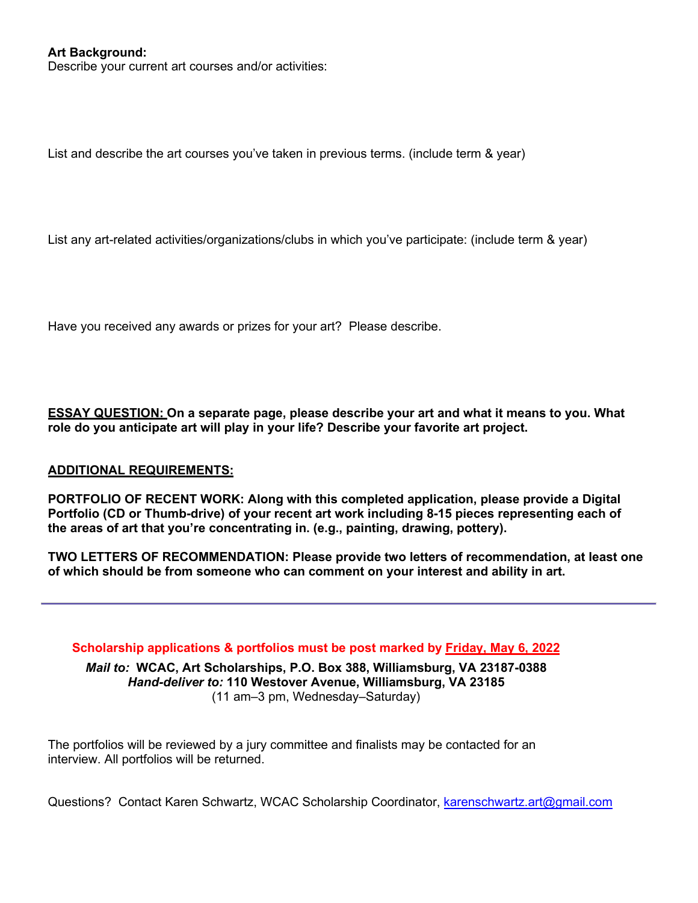**Art Background:**
Describe your current art courses and/or activities:

List and describe the art courses you've taken in previous terms. (include term & year)

List any art-related activities/organizations/clubs in which you've participate: (include term & year)

Have you received any awards or prizes for your art? Please describe.

**ESSAY QUESTION: On a separate page, please describe your art and what it means to you. What role do you anticipate art will play in your life? Describe your favorite art project.**

**ADDITIONAL REQUIREMENTS:**

**PORTFOLIO OF RECENT WORK: Along with this completed application, please provide a Digital Portfolio (CD or Thumb-drive) of your recent art work including 8-15 pieces representing each of the areas of art that you're concentrating in. (e.g., painting, drawing, pottery).**

**TWO LETTERS OF RECOMMENDATION: Please provide two letters of recommendation, at least one of which should be from someone who can comment on your interest and ability in art.**

---

**Scholarship applications & portfolios must be post marked by Friday, May 6, 2022**

***Mail to:*** **WCAC, Art Scholarships, P.O. Box 388, Williamsburg, VA 23187-0388**
***Hand-deliver to:*** **110 Westover Avenue, Williamsburg, VA 23185**
(11 am–3 pm, Wednesday–Saturday)

The portfolios will be reviewed by a jury committee and finalists may be contacted for an interview. All portfolios will be returned.

Questions? Contact Karen Schwartz, WCAC Scholarship Coordinator, karenschwartz.art@gmail.com